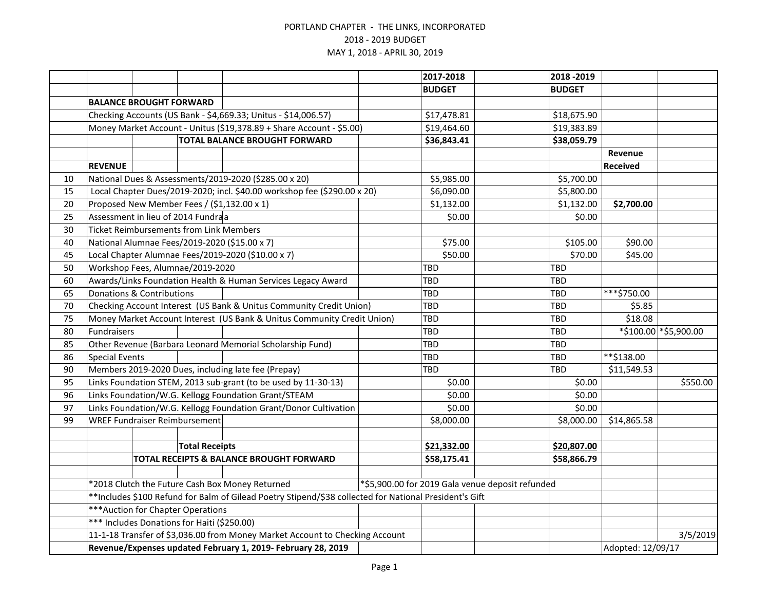PORTLAND CHAPTER - THE LINKS, INCORPORATED

2018 - 2019 BUDGET

MAY 1, 2018 - APRIL 30, 2019

| | | 2017-2018 BUDGET | 2018 -2019 BUDGET | Revenue Received | |
|---|---|---|---|---|---|
| | **BALANCE BROUGHT FORWARD** | | | | |
| | Checking Accounts (US Bank - $4,669.33; Unitus - $14,006.57) | $17,478.81 | $18,675.90 | | |
| | Money Market Account - Unitus ($19,378.89 + Share Account - $5.00) | $19,464.60 | $19,383.89 | | |
| | **TOTAL BALANCE BROUGHT FORWARD** | **$36,843.41** | **$38,059.79** | | |
| | **REVENUE** | | | | |
| 10 | National Dues & Assessments/2019-2020 ($285.00 x 20) | $5,985.00 | $5,700.00 | | |
| 15 | Local Chapter Dues/2019-2020; incl. $40.00 workshop fee ($290.00 x 20) | $6,090.00 | $5,800.00 | | |
| 20 | Proposed New Member Fees / ($1,132.00 x 1) | $1,132.00 | $1,132.00 | **$2,700.00** | |
| 25 | Assessment in lieu of 2014 Fundraa | $0.00 | $0.00 | | |
| 30 | Ticket Reimbursements from Link Members | | | | |
| 40 | National Alumnae Fees/2019-2020 ($15.00 x 7) | $75.00 | $105.00 | $90.00 | |
| 45 | Local Chapter Alumnae Fees/2019-2020 ($10.00 x 7) | $50.00 | $70.00 | $45.00 | |
| 50 | Workshop Fees, Alumnae/2019-2020 | TBD | TBD | | |
| 60 | Awards/Links Foundation Health & Human Services Legacy Award | TBD | TBD | | |
| 65 | Donations & Contributions | TBD | TBD | ***$750.00 | |
| 70 | Checking Account Interest (US Bank & Unitus Community Credit Union) | TBD | TBD | $5.85 | |
| 75 | Money Market Account Interest (US Bank & Unitus Community Credit Union) | TBD | TBD | $18.08 | |
| 80 | Fundraisers | TBD | TBD | *$100.00 | *$5,900.00 |
| 85 | Other Revenue (Barbara Leonard Memorial Scholarship Fund) | TBD | TBD | | |
| 86 | Special Events | TBD | TBD | **$138.00 | |
| 90 | Members 2019-2020 Dues, including late fee (Prepay) | TBD | TBD | $11,549.53 | |
| 95 | Links Foundation STEM, 2013 sub-grant (to be used by 11-30-13) | $0.00 | $0.00 | | $550.00 |
| 96 | Links Foundation/W.G. Kellogg Foundation Grant/STEAM | $0.00 | $0.00 | | |
| 97 | Links Foundation/W.G. Kellogg Foundation Grant/Donor Cultivation | $0.00 | $0.00 | | |
| 99 | WREF Fundraiser Reimbursement | $8,000.00 | $8,000.00 | $14,865.58 | |
| | | | | | |
| | **Total Receipts** | **$21,332.00** | **$20,807.00** | | |
| | **TOTAL RECEIPTS & BALANCE BROUGHT FORWARD** | **$58,175.41** | **$58,866.79** | | |
| | | | | | |
| | *2018 Clutch the Future Cash Box Money Returned | *$5,900.00 for 2019 Gala venue deposit refunded | | | |
| | **Includes $100 Refund for Balm of Gilead Poetry Stipend/$38 collected for National President's Gift | | | | |
| | ***Auction for Chapter Operations | | | | |
| | *** Includes Donations for Haiti ($250.00) | | | | |
| | 11-1-18 Transfer of $3,036.00 from Money Market Account to Checking Account | | | | 3/5/2019 |
| | **Revenue/Expenses updated February 1, 2019- February 28, 2019** | | | Adopted: 12/09/17 | |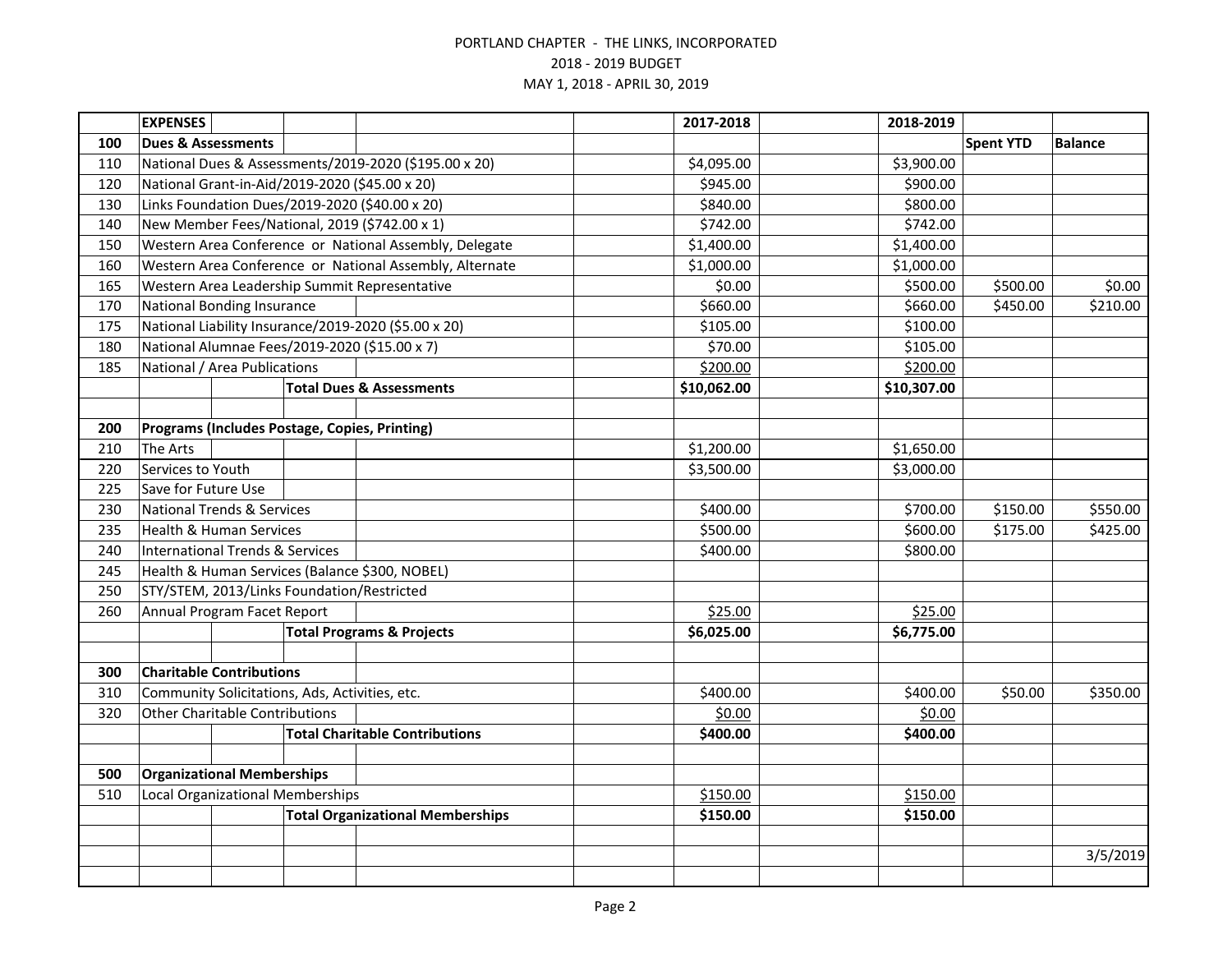PORTLAND CHAPTER - THE LINKS, INCORPORATED

2018 - 2019 BUDGET

MAY 1, 2018 - APRIL 30, 2019

| | EXPENSES | 2017-2018 | 2018-2019 | | |
|---|---|---|---|---|---|
| 100 | **Dues & Assessments** | | | **Spent YTD** | **Balance** |
| 110 | National Dues & Assessments/2019-2020 ($195.00 x 20) | $4,095.00 | $3,900.00 | | |
| 120 | National Grant-in-Aid/2019-2020 ($45.00 x 20) | $945.00 | $900.00 | | |
| 130 | Links Foundation Dues/2019-2020 ($40.00 x 20) | $840.00 | $800.00 | | |
| 140 | New Member Fees/National, 2019 ($742.00 x 1) | $742.00 | $742.00 | | |
| 150 | Western Area Conference or National Assembly, Delegate | $1,400.00 | $1,400.00 | | |
| 160 | Western Area Conference or National Assembly, Alternate | $1,000.00 | $1,000.00 | | |
| 165 | Western Area Leadership Summit Representative | $0.00 | $500.00 | $500.00 | $0.00 |
| 170 | National Bonding Insurance | $660.00 | $660.00 | $450.00 | $210.00 |
| 175 | National Liability Insurance/2019-2020 ($5.00 x 20) | $105.00 | $100.00 | | |
| 180 | National Alumnae Fees/2019-2020 ($15.00 x 7) | $70.00 | $105.00 | | |
| 185 | National / Area Publications | $200.00 | $200.00 | | |
| | **Total Dues & Assessments** | **$10,062.00** | **$10,307.00** | | |
| | | | | | |
| 200 | **Programs (Includes Postage, Copies, Printing)** | | | | |
| 210 | The Arts | $1,200.00 | $1,650.00 | | |
| 220 | Services to Youth | $3,500.00 | $3,000.00 | | |
| 225 | Save for Future Use | | | | |
| 230 | National Trends & Services | $400.00 | $700.00 | $150.00 | $550.00 |
| 235 | Health & Human Services | $500.00 | $600.00 | $175.00 | $425.00 |
| 240 | International Trends & Services | $400.00 | $800.00 | | |
| 245 | Health & Human Services (Balance $300, NOBEL) | | | | |
| 250 | STY/STEM, 2013/Links Foundation/Restricted | | | | |
| 260 | Annual Program Facet Report | $25.00 | $25.00 | | |
| | **Total Programs & Projects** | **$6,025.00** | **$6,775.00** | | |
| | | | | | |
| 300 | **Charitable Contributions** | | | | |
| 310 | Community Solicitations, Ads, Activities, etc. | $400.00 | $400.00 | $50.00 | $350.00 |
| 320 | Other Charitable Contributions | $0.00 | $0.00 | | |
| | **Total Charitable Contributions** | **$400.00** | **$400.00** | | |
| | | | | | |
| 500 | **Organizational Memberships** | | | | |
| 510 | Local Organizational Memberships | $150.00 | $150.00 | | |
| | **Total Organizational Memberships** | **$150.00** | **$150.00** | | |
| | | | | | |
| | | | | | 3/5/2019 |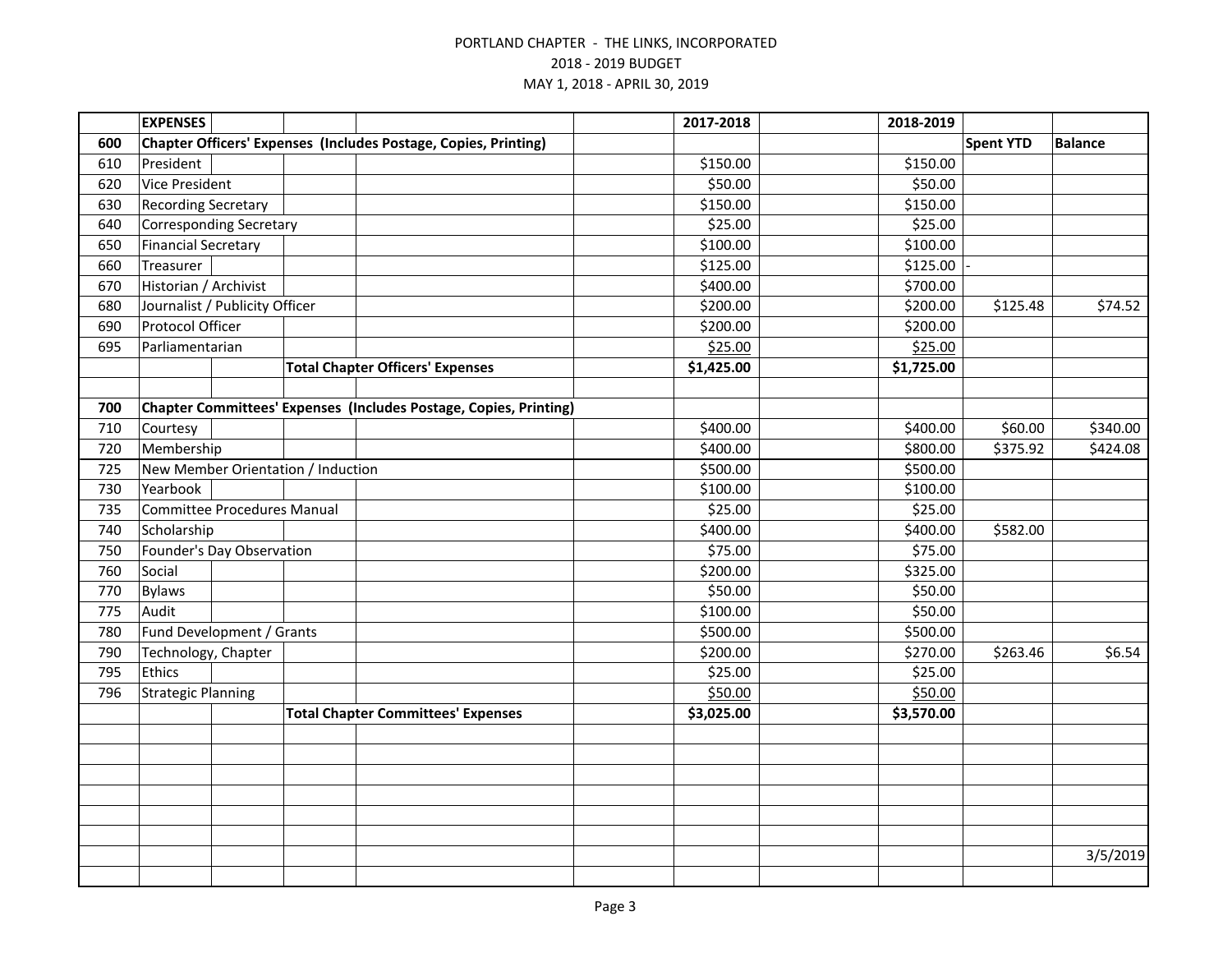PORTLAND CHAPTER - THE LINKS, INCORPORATED

2018 - 2019 BUDGET

MAY 1, 2018 - APRIL 30, 2019

| | EXPENSES | 2017-2018 | 2018-2019 | | |
|---|---|---|---|---|---|
| **600** | **Chapter Officers' Expenses (Includes Postage, Copies, Printing)** | | | **Spent YTD** | **Balance** |
| 610 | President | $150.00 | $150.00 | | |
| 620 | Vice President | $50.00 | $50.00 | | |
| 630 | Recording Secretary | $150.00 | $150.00 | | |
| 640 | Corresponding Secretary | $25.00 | $25.00 | | |
| 650 | Financial Secretary | $100.00 | $100.00 | | |
| 660 | Treasurer | $125.00 | $125.00 | - | |
| 670 | Historian / Archivist | $400.00 | $700.00 | | |
| 680 | Journalist / Publicity Officer | $200.00 | $200.00 | $125.48 | $74.52 |
| 690 | Protocol Officer | $200.00 | $200.00 | | |
| 695 | Parliamentarian | $25.00 | $25.00 | | |
| | **Total Chapter Officers' Expenses** | **$1,425.00** | **$1,725.00** | | |
| | | | | | |
| **700** | **Chapter Committees' Expenses (Includes Postage, Copies, Printing)** | | | | |
| 710 | Courtesy | $400.00 | $400.00 | $60.00 | $340.00 |
| 720 | Membership | $400.00 | $800.00 | $375.92 | $424.08 |
| 725 | New Member Orientation / Induction | $500.00 | $500.00 | | |
| 730 | Yearbook | $100.00 | $100.00 | | |
| 735 | Committee Procedures Manual | $25.00 | $25.00 | | |
| 740 | Scholarship | $400.00 | $400.00 | $582.00 | |
| 750 | Founder's Day Observation | $75.00 | $75.00 | | |
| 760 | Social | $200.00 | $325.00 | | |
| 770 | Bylaws | $50.00 | $50.00 | | |
| 775 | Audit | $100.00 | $50.00 | | |
| 780 | Fund Development / Grants | $500.00 | $500.00 | | |
| 790 | Technology, Chapter | $200.00 | $270.00 | $263.46 | $6.54 |
| 795 | Ethics | $25.00 | $25.00 | | |
| 796 | Strategic Planning | $50.00 | $50.00 | | |
| | **Total Chapter Committees' Expenses** | **$3,025.00** | **$3,570.00** | | |
| | | | | | 3/5/2019 |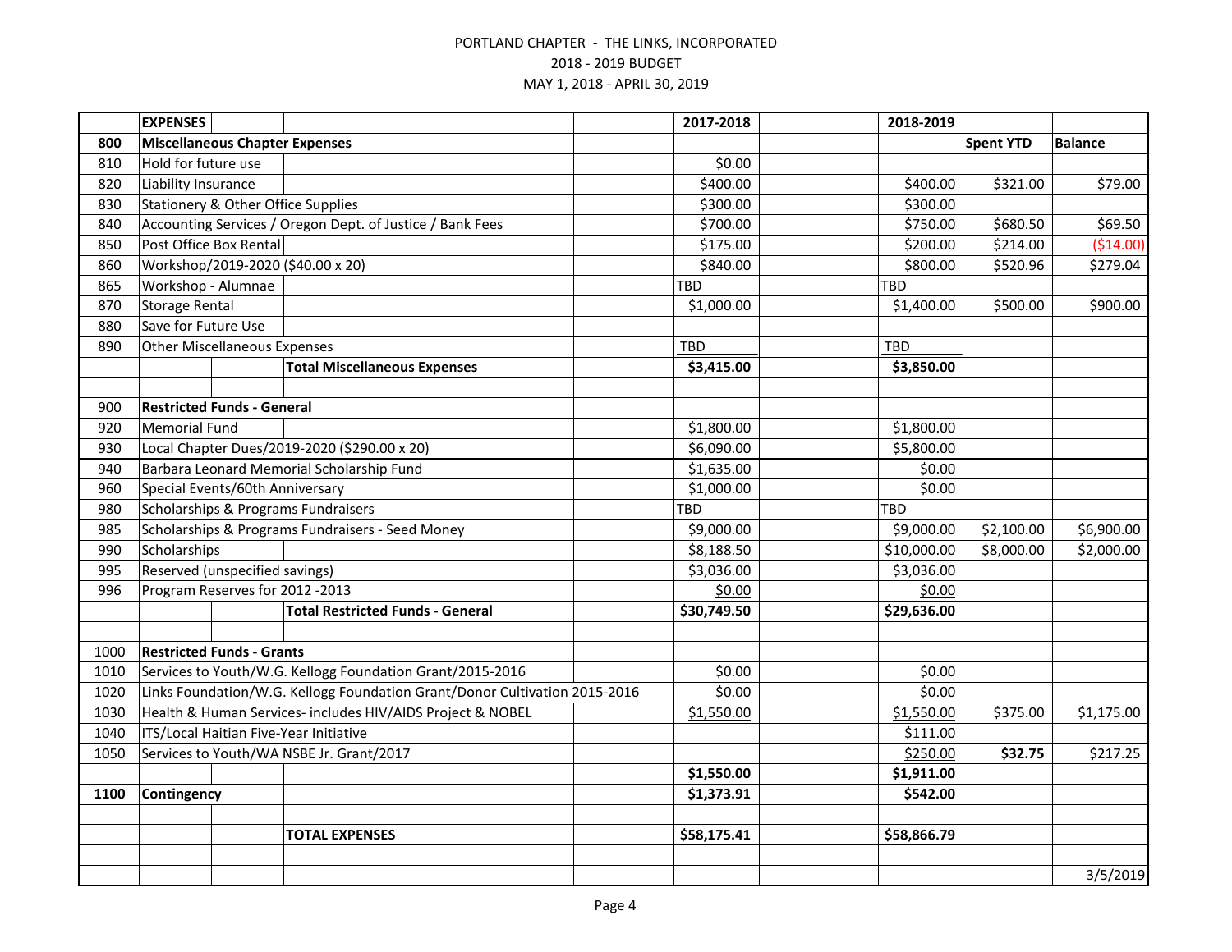PORTLAND CHAPTER - THE LINKS, INCORPORATED
2018 - 2019 BUDGET
MAY 1, 2018 - APRIL 30, 2019

| | | 2017-2018 | 2018-2019 | Spent YTD | Balance |
|---|---|---|---|---|---|
| | **EXPENSES** | | | | |
| **800** | **Miscellaneous Chapter Expenses** | | | | |
| 810 | Hold for future use | $0.00 | | | |
| 820 | Liability Insurance | $400.00 | $400.00 | $321.00 | $79.00 |
| 830 | Stationery & Other Office Supplies | $300.00 | $300.00 | | |
| 840 | Accounting Services / Oregon Dept. of Justice / Bank Fees | $700.00 | $750.00 | $680.50 | $69.50 |
| 850 | Post Office Box Rental | $175.00 | $200.00 | $214.00 | ($14.00) |
| 860 | Workshop/2019-2020 ($40.00 x 20) | $840.00 | $800.00 | $520.96 | $279.04 |
| 865 | Workshop - Alumnae | TBD | TBD | | |
| 870 | Storage Rental | $1,000.00 | $1,400.00 | $500.00 | $900.00 |
| 880 | Save for Future Use | | | | |
| 890 | Other Miscellaneous Expenses | TBD | TBD | | |
| | **Total Miscellaneous Expenses** | **$3,415.00** | **$3,850.00** | | |
| | | | | | |
| 900 | **Restricted Funds - General** | | | | |
| 920 | Memorial Fund | $1,800.00 | $1,800.00 | | |
| 930 | Local Chapter Dues/2019-2020 ($290.00 x 20) | $6,090.00 | $5,800.00 | | |
| 940 | Barbara Leonard Memorial Scholarship Fund | $1,635.00 | $0.00 | | |
| 960 | Special Events/60th Anniversary | $1,000.00 | $0.00 | | |
| 980 | Scholarships & Programs Fundraisers | TBD | TBD | | |
| 985 | Scholarships & Programs Fundraisers - Seed Money | $9,000.00 | $9,000.00 | $2,100.00 | $6,900.00 |
| 990 | Scholarships | $8,188.50 | $10,000.00 | $8,000.00 | $2,000.00 |
| 995 | Reserved (unspecified savings) | $3,036.00 | $3,036.00 | | |
| 996 | Program Reserves for 2012 -2013 | $0.00 | $0.00 | | |
| | **Total Restricted Funds - General** | **$30,749.50** | **$29,636.00** | | |
| | | | | | |
| 1000 | **Restricted Funds - Grants** | | | | |
| 1010 | Services to Youth/W.G. Kellogg Foundation Grant/2015-2016 | $0.00 | $0.00 | | |
| 1020 | Links Foundation/W.G. Kellogg Foundation Grant/Donor Cultivation 2015-2016 | $0.00 | $0.00 | | |
| 1030 | Health & Human Services- includes HIV/AIDS Project & NOBEL | $1,550.00 | $1,550.00 | $375.00 | $1,175.00 |
| 1040 | ITS/Local Haitian Five-Year Initiative | | $111.00 | | |
| 1050 | Services to Youth/WA NSBE Jr. Grant/2017 | | $250.00 | **$32.75** | $217.25 |
| | | **$1,550.00** | **$1,911.00** | | |
| **1100** | **Contingency** | **$1,373.91** | **$542.00** | | |
| | | | | | |
| | **TOTAL EXPENSES** | **$58,175.41** | **$58,866.79** | | |
| | | | | | |
| | | | | | 3/5/2019 |